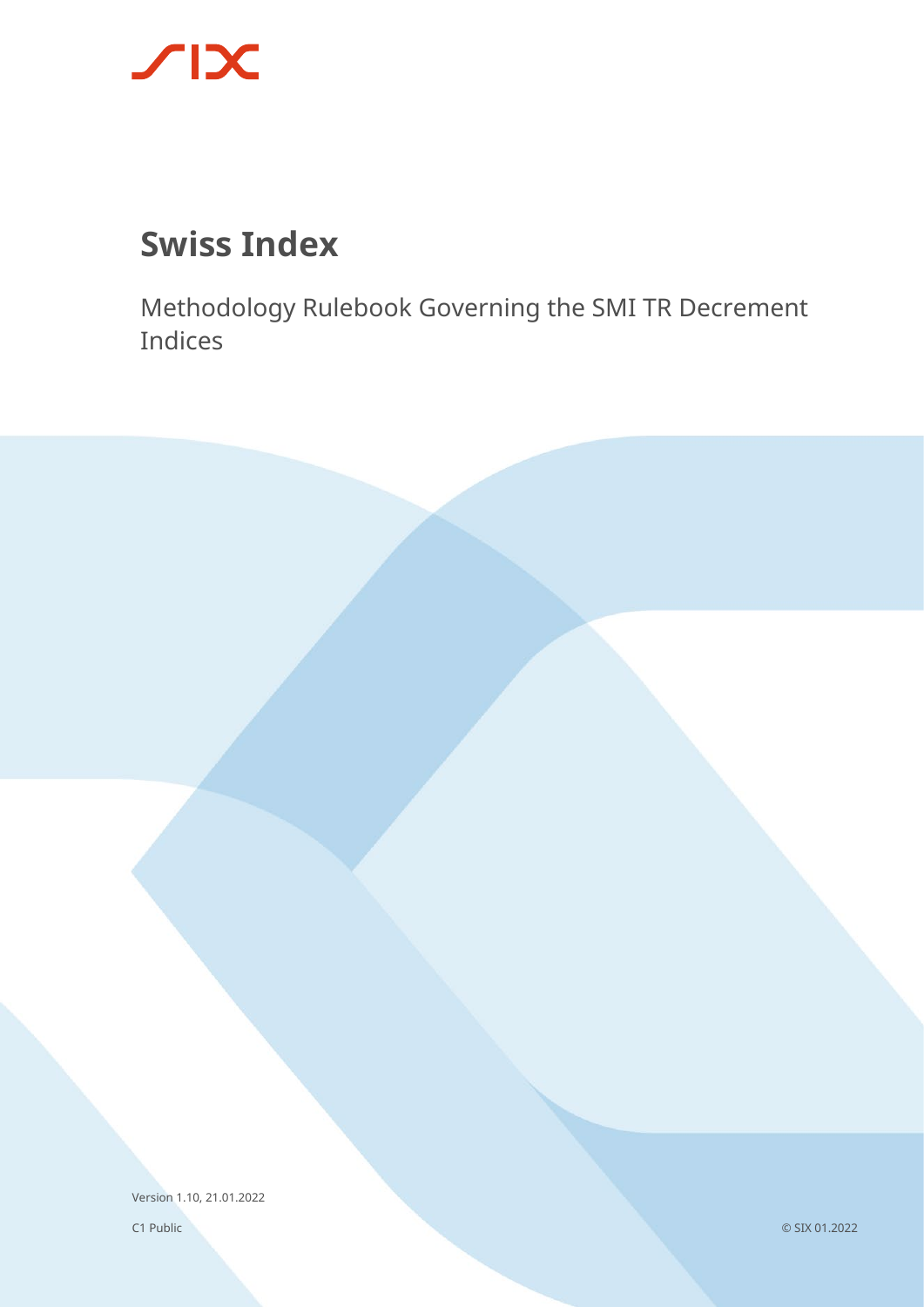# Swiss Index

Methodology Rulebook Governing the SMI TR Decrement Indices

Version 1.10, 21.01.2022

C1 Public

© SIX 01.2022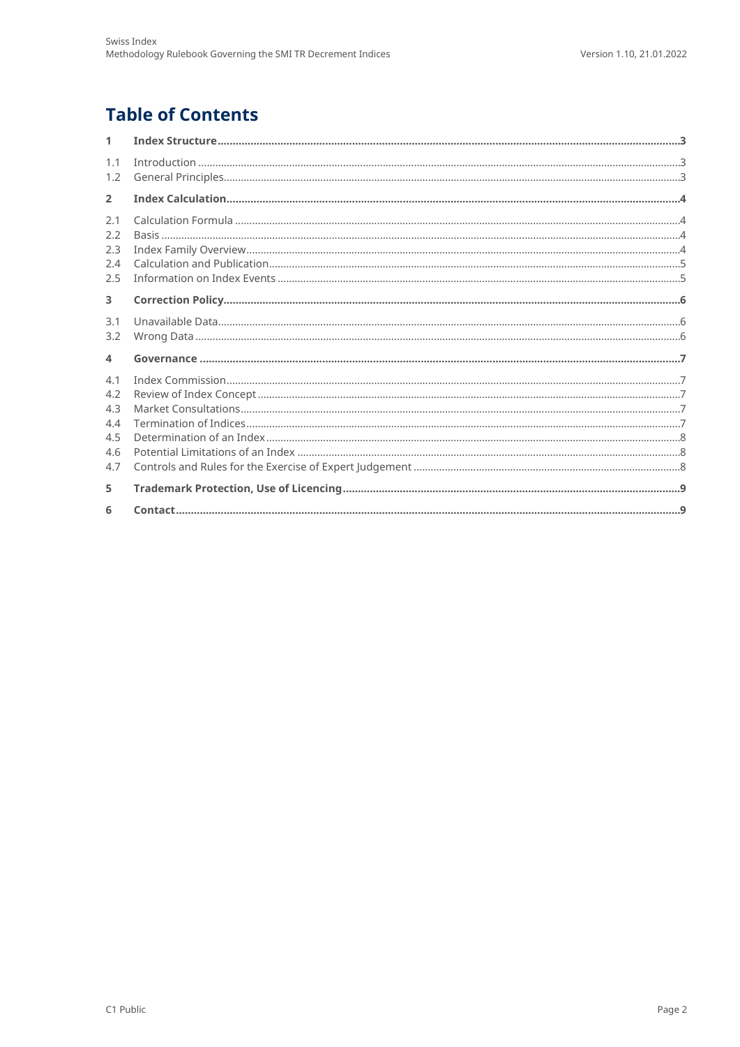# Table of Contents

| | | |
|---|---|---|
| **1** | **Index Structure** | **3** |
| 1.1 | Introduction | 3 |
| 1.2 | General Principles | 3 |
| **2** | **Index Calculation** | **4** |
| 2.1 | Calculation Formula | 4 |
| 2.2 | Basis | 4 |
| 2.3 | Index Family Overview | 4 |
| 2.4 | Calculation and Publication | 5 |
| 2.5 | Information on Index Events | 5 |
| **3** | **Correction Policy** | **6** |
| 3.1 | Unavailable Data | 6 |
| 3.2 | Wrong Data | 6 |
| **4** | **Governance** | **7** |
| 4.1 | Index Commission | 7 |
| 4.2 | Review of Index Concept | 7 |
| 4.3 | Market Consultations | 7 |
| 4.4 | Termination of Indices | 7 |
| 4.5 | Determination of an Index | 8 |
| 4.6 | Potential Limitations of an Index | 8 |
| 4.7 | Controls and Rules for the Exercise of Expert Judgement | 8 |
| **5** | **Trademark Protection, Use of Licencing** | **9** |
| **6** | **Contact** | **9** |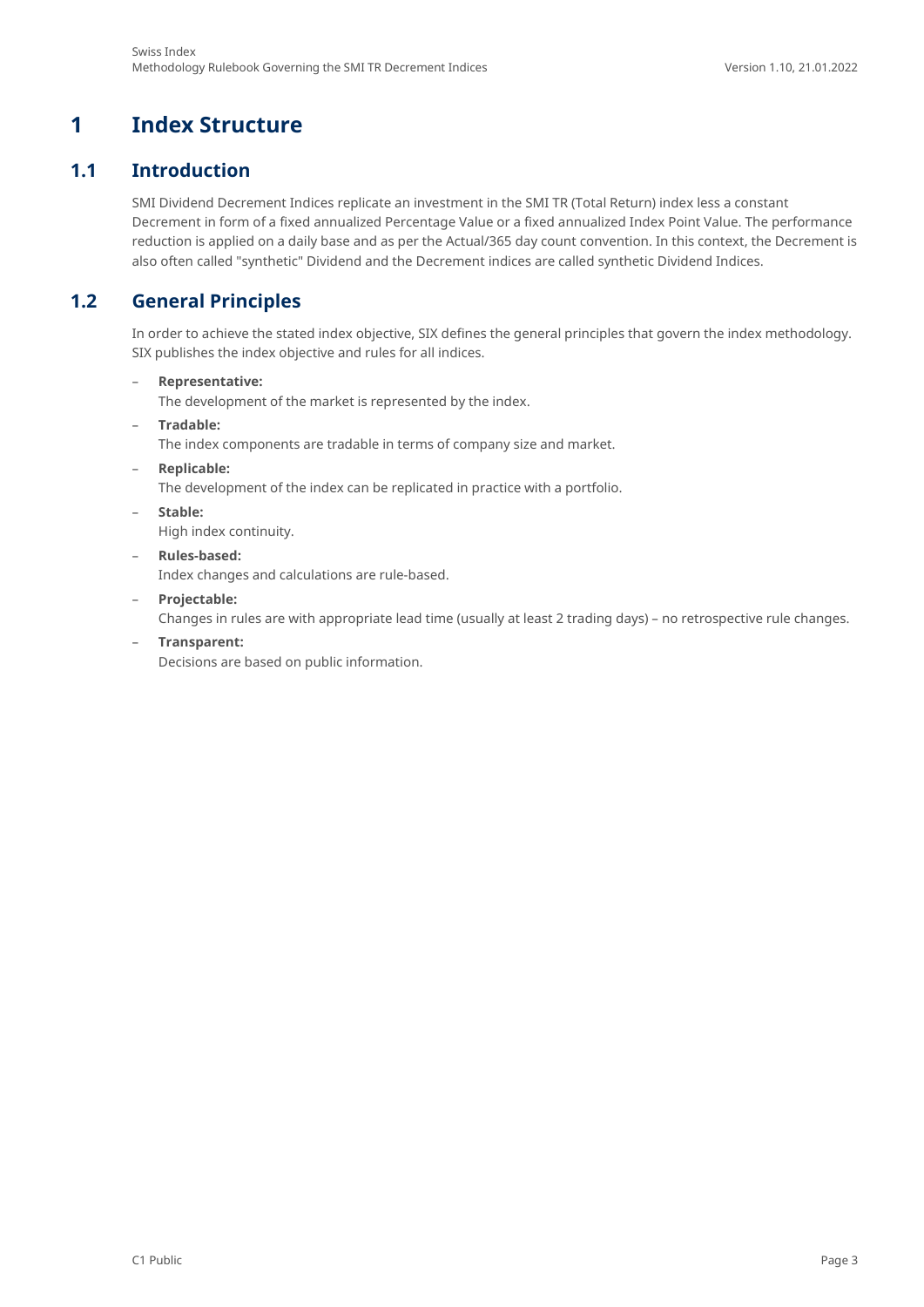# 1 Index Structure

## 1.1 Introduction

SMI Dividend Decrement Indices replicate an investment in the SMI TR (Total Return) index less a constant Decrement in form of a fixed annualized Percentage Value or a fixed annualized Index Point Value. The performance reduction is applied on a daily base and as per the Actual/365 day count convention. In this context, the Decrement is also often called "synthetic" Dividend and the Decrement indices are called synthetic Dividend Indices.

## 1.2 General Principles

In order to achieve the stated index objective, SIX defines the general principles that govern the index methodology. SIX publishes the index objective and rules for all indices.

- **Representative:**
  The development of the market is represented by the index.
- **Tradable:**
  The index components are tradable in terms of company size and market.
- **Replicable:**
  The development of the index can be replicated in practice with a portfolio.
- **Stable:**
  High index continuity.
- **Rules-based:**
  Index changes and calculations are rule-based.
- **Projectable:**
  Changes in rules are with appropriate lead time (usually at least 2 trading days) – no retrospective rule changes.
- **Transparent:**
  Decisions are based on public information.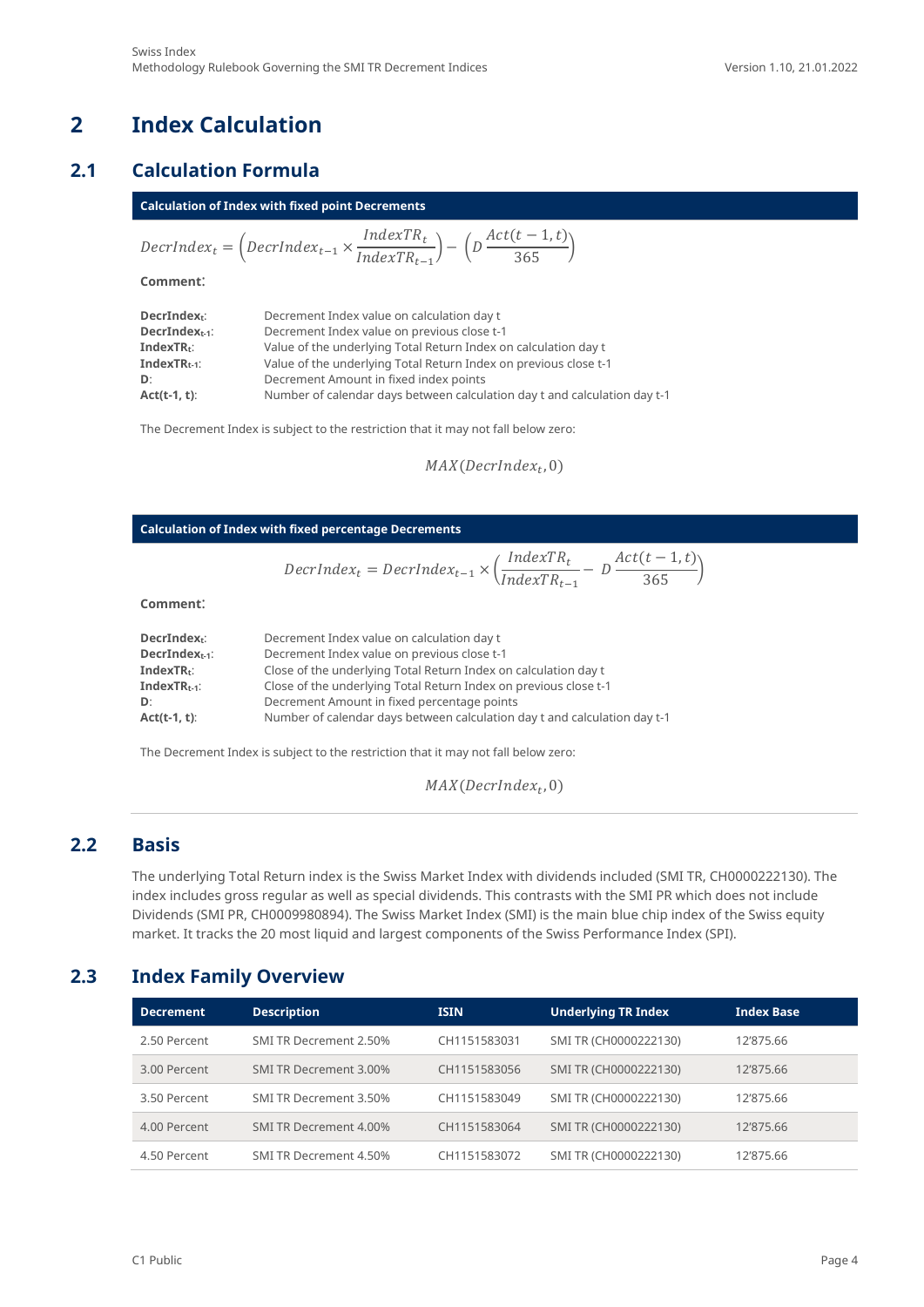# 2 Index Calculation

## 2.1 Calculation Formula

**Calculation of Index with fixed point Decrements**

$$DecrIndex_t = \left(DecrIndex_{t-1} \times \frac{IndexTR_t}{IndexTR_{t-1}}\right) - \left(D\,\frac{Act(t-1,t)}{365}\right)$$

**Comment:**

| | |
|---|---|
| **$DecrIndex_t$**: | Decrement Index value on calculation day t |
| **$DecrIndex_{t-1}$**: | Decrement Index value on previous close t-1 |
| **$IndexTR_t$**: | Value of the underlying Total Return Index on calculation day t |
| **$IndexTR_{t-1}$**: | Value of the underlying Total Return Index on previous close t-1 |
| **D**: | Decrement Amount in fixed index points |
| **Act(t-1, t)**: | Number of calendar days between calculation day t and calculation day t-1 |

The Decrement Index is subject to the restriction that it may not fall below zero:

$$MAX(DecrIndex_t, 0)$$

**Calculation of Index with fixed percentage Decrements**

$$DecrIndex_t = DecrIndex_{t-1} \times \left(\frac{IndexTR_t}{IndexTR_{t-1}} - D\,\frac{Act(t-1,t)}{365}\right)$$

**Comment:**

| | |
|---|---|
| **$DecrIndex_t$**: | Decrement Index value on calculation day t |
| **$DecrIndex_{t-1}$**: | Decrement Index value on previous close t-1 |
| **$IndexTR_t$**: | Close of the underlying Total Return Index on calculation day t |
| **$IndexTR_{t-1}$**: | Close of the underlying Total Return Index on previous close t-1 |
| **D**: | Decrement Amount in fixed percentage points |
| **Act(t-1, t)**: | Number of calendar days between calculation day t and calculation day t-1 |

The Decrement Index is subject to the restriction that it may not fall below zero:

$$MAX(DecrIndex_t, 0)$$

## 2.2 Basis

The underlying Total Return index is the Swiss Market Index with dividends included (SMI TR, CH0000222130). The index includes gross regular as well as special dividends. This contrasts with the SMI PR which does not include Dividends (SMI PR, CH0009980894). The Swiss Market Index (SMI) is the main blue chip index of the Swiss equity market. It tracks the 20 most liquid and largest components of the Swiss Performance Index (SPI).

## 2.3 Index Family Overview

| Decrement | Description | ISIN | Underlying TR Index | Index Base |
|---|---|---|---|---|
| 2.50 Percent | SMI TR Decrement 2.50% | CH1151583031 | SMI TR (CH0000222130) | 12'875.66 |
| 3.00 Percent | SMI TR Decrement 3.00% | CH1151583056 | SMI TR (CH0000222130) | 12'875.66 |
| 3.50 Percent | SMI TR Decrement 3.50% | CH1151583049 | SMI TR (CH0000222130) | 12'875.66 |
| 4.00 Percent | SMI TR Decrement 4.00% | CH1151583064 | SMI TR (CH0000222130) | 12'875.66 |
| 4.50 Percent | SMI TR Decrement 4.50% | CH1151583072 | SMI TR (CH0000222130) | 12'875.66 |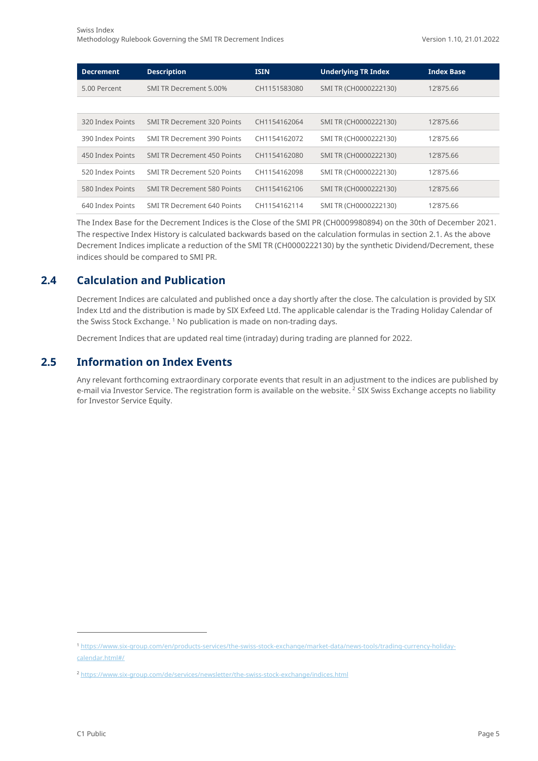| Decrement | Description | ISIN | Underlying TR Index | Index Base |
| --- | --- | --- | --- | --- |
| 5.00 Percent | SMI TR Decrement 5.00% | CH1151583080 | SMI TR (CH0000222130) | 12'875.66 |
| | | | | |
| 320 Index Points | SMI TR Decrement 320 Points | CH1154162064 | SMI TR (CH0000222130) | 12'875.66 |
| 390 Index Points | SMI TR Decrement 390 Points | CH1154162072 | SMI TR (CH0000222130) | 12'875.66 |
| 450 Index Points | SMI TR Decrement 450 Points | CH1154162080 | SMI TR (CH0000222130) | 12'875.66 |
| 520 Index Points | SMI TR Decrement 520 Points | CH1154162098 | SMI TR (CH0000222130) | 12'875.66 |
| 580 Index Points | SMI TR Decrement 580 Points | CH1154162106 | SMI TR (CH0000222130) | 12'875.66 |
| 640 Index Points | SMI TR Decrement 640 Points | CH1154162114 | SMI TR (CH0000222130) | 12'875.66 |

The Index Base for the Decrement Indices is the Close of the SMI PR (CH0009980894) on the 30th of December 2021. The respective Index History is calculated backwards based on the calculation formulas in section 2.1. As the above Decrement Indices implicate a reduction of the SMI TR (CH0000222130) by the synthetic Dividend/Decrement, these indices should be compared to SMI PR.

## 2.4 Calculation and Publication

Decrement Indices are calculated and published once a day shortly after the close. The calculation is provided by SIX Index Ltd and the distribution is made by SIX Exfeed Ltd. The applicable calendar is the Trading Holiday Calendar of the Swiss Stock Exchange. [1] No publication is made on non-trading days.

Decrement Indices that are updated real time (intraday) during trading are planned for 2022.

## 2.5 Information on Index Events

Any relevant forthcoming extraordinary corporate events that result in an adjustment to the indices are published by e-mail via Investor Service. The registration form is available on the website. [2] SIX Swiss Exchange accepts no liability for Investor Service Equity.

---

[1] https://www.six-group.com/en/products-services/the-swiss-stock-exchange/market-data/news-tools/trading-currency-holiday-calendar.html#/

[2] https://www.six-group.com/de/services/newsletter/the-swiss-stock-exchange/indices.html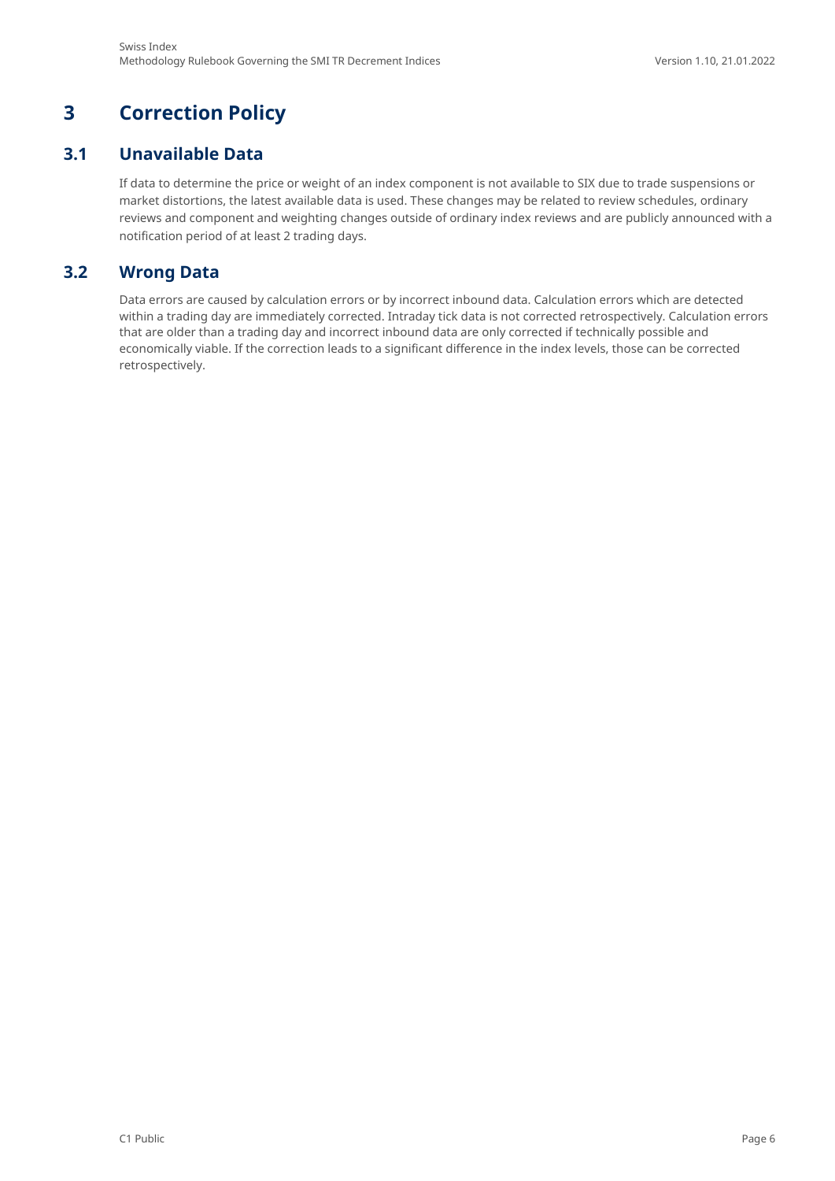# 3 Correction Policy

## 3.1 Unavailable Data

If data to determine the price or weight of an index component is not available to SIX due to trade suspensions or market distortions, the latest available data is used. These changes may be related to review schedules, ordinary reviews and component and weighting changes outside of ordinary index reviews and are publicly announced with a notification period of at least 2 trading days.

## 3.2 Wrong Data

Data errors are caused by calculation errors or by incorrect inbound data. Calculation errors which are detected within a trading day are immediately corrected. Intraday tick data is not corrected retrospectively. Calculation errors that are older than a trading day and incorrect inbound data are only corrected if technically possible and economically viable. If the correction leads to a significant difference in the index levels, those can be corrected retrospectively.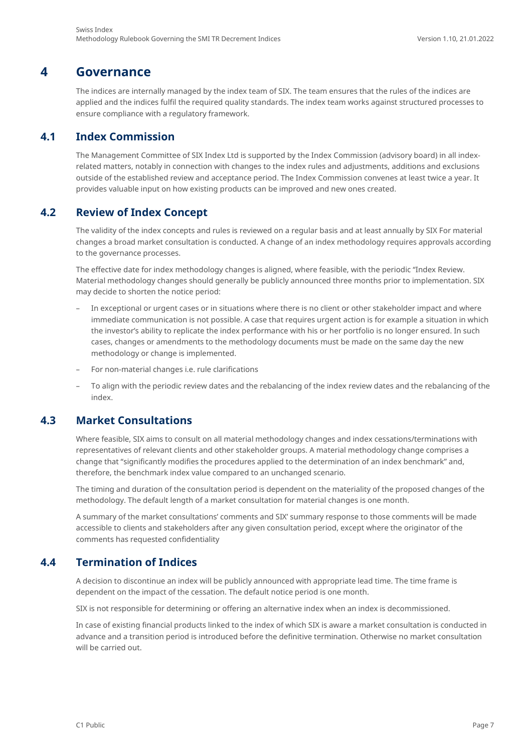# 4 Governance

The indices are internally managed by the index team of SIX. The team ensures that the rules of the indices are applied and the indices fulfil the required quality standards. The index team works against structured processes to ensure compliance with a regulatory framework.

## 4.1 Index Commission

The Management Committee of SIX Index Ltd is supported by the Index Commission (advisory board) in all index-related matters, notably in connection with changes to the index rules and adjustments, additions and exclusions outside of the established review and acceptance period. The Index Commission convenes at least twice a year. It provides valuable input on how existing products can be improved and new ones created.

## 4.2 Review of Index Concept

The validity of the index concepts and rules is reviewed on a regular basis and at least annually by SIX For material changes a broad market consultation is conducted. A change of an index methodology requires approvals according to the governance processes.

The effective date for index methodology changes is aligned, where feasible, with the periodic "Index Review. Material methodology changes should generally be publicly announced three months prior to implementation. SIX may decide to shorten the notice period:

- In exceptional or urgent cases or in situations where there is no client or other stakeholder impact and where immediate communication is not possible. A case that requires urgent action is for example a situation in which the investor's ability to replicate the index performance with his or her portfolio is no longer ensured. In such cases, changes or amendments to the methodology documents must be made on the same day the new methodology or change is implemented.
- For non-material changes i.e. rule clarifications
- To align with the periodic review dates and the rebalancing of the index review dates and the rebalancing of the index.

## 4.3 Market Consultations

Where feasible, SIX aims to consult on all material methodology changes and index cessations/terminations with representatives of relevant clients and other stakeholder groups. A material methodology change comprises a change that "significantly modifies the procedures applied to the determination of an index benchmark" and, therefore, the benchmark index value compared to an unchanged scenario.

The timing and duration of the consultation period is dependent on the materiality of the proposed changes of the methodology. The default length of a market consultation for material changes is one month.

A summary of the market consultations' comments and SIX' summary response to those comments will be made accessible to clients and stakeholders after any given consultation period, except where the originator of the comments has requested confidentiality

## 4.4 Termination of Indices

A decision to discontinue an index will be publicly announced with appropriate lead time. The time frame is dependent on the impact of the cessation. The default notice period is one month.

SIX is not responsible for determining or offering an alternative index when an index is decommissioned.

In case of existing financial products linked to the index of which SIX is aware a market consultation is conducted in advance and a transition period is introduced before the definitive termination. Otherwise no market consultation will be carried out.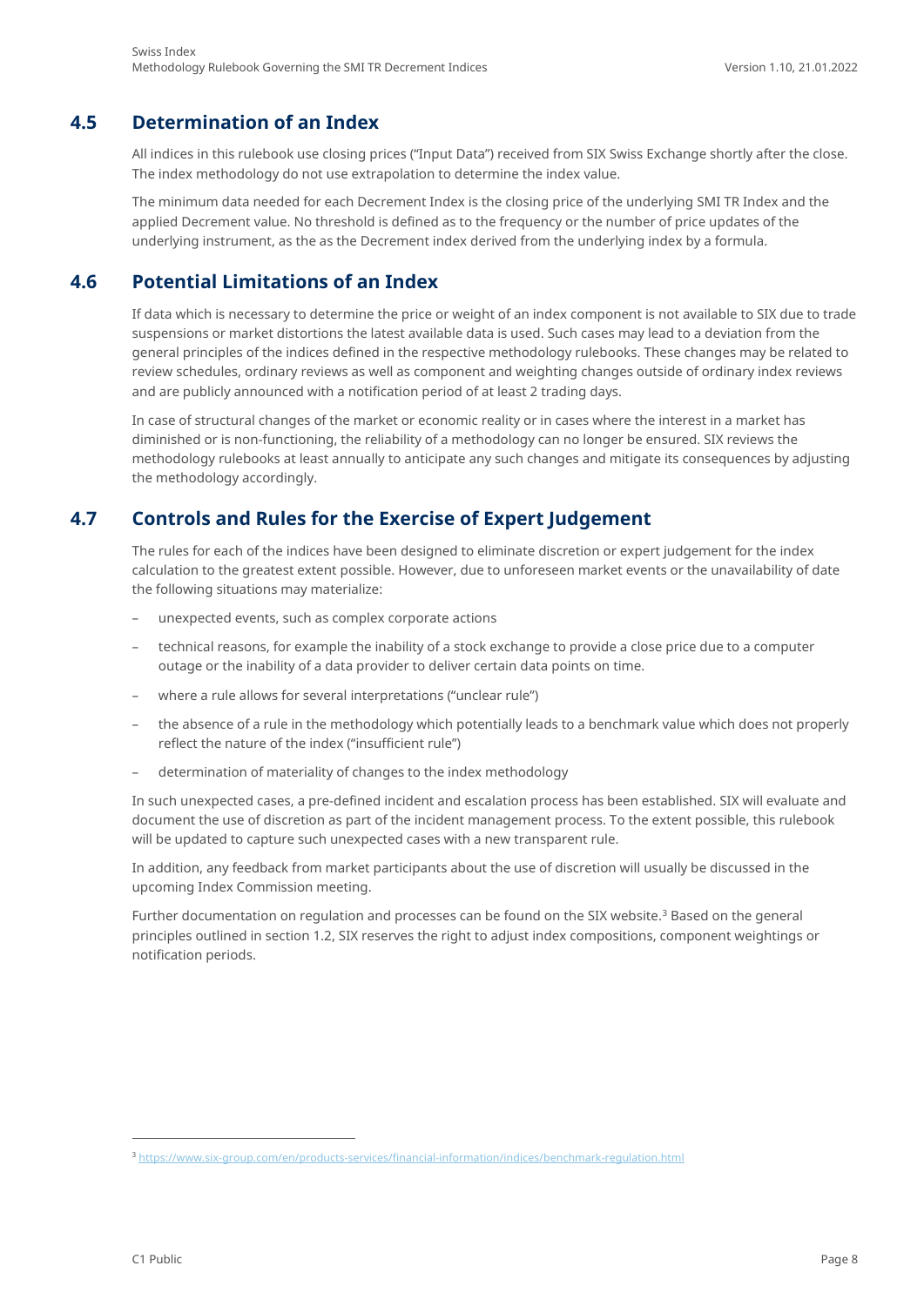## 4.5 Determination of an Index

All indices in this rulebook use closing prices ("Input Data") received from SIX Swiss Exchange shortly after the close. The index methodology do not use extrapolation to determine the index value.

The minimum data needed for each Decrement Index is the closing price of the underlying SMI TR Index and the applied Decrement value. No threshold is defined as to the frequency or the number of price updates of the underlying instrument, as the as the Decrement index derived from the underlying index by a formula.

## 4.6 Potential Limitations of an Index

If data which is necessary to determine the price or weight of an index component is not available to SIX due to trade suspensions or market distortions the latest available data is used. Such cases may lead to a deviation from the general principles of the indices defined in the respective methodology rulebooks. These changes may be related to review schedules, ordinary reviews as well as component and weighting changes outside of ordinary index reviews and are publicly announced with a notification period of at least 2 trading days.

In case of structural changes of the market or economic reality or in cases where the interest in a market has diminished or is non-functioning, the reliability of a methodology can no longer be ensured. SIX reviews the methodology rulebooks at least annually to anticipate any such changes and mitigate its consequences by adjusting the methodology accordingly.

## 4.7 Controls and Rules for the Exercise of Expert Judgement

The rules for each of the indices have been designed to eliminate discretion or expert judgement for the index calculation to the greatest extent possible. However, due to unforeseen market events or the unavailability of date the following situations may materialize:

- unexpected events, such as complex corporate actions
- technical reasons, for example the inability of a stock exchange to provide a close price due to a computer outage or the inability of a data provider to deliver certain data points on time.
- where a rule allows for several interpretations ("unclear rule")
- the absence of a rule in the methodology which potentially leads to a benchmark value which does not properly reflect the nature of the index ("insufficient rule")
- determination of materiality of changes to the index methodology

In such unexpected cases, a pre-defined incident and escalation process has been established. SIX will evaluate and document the use of discretion as part of the incident management process. To the extent possible, this rulebook will be updated to capture such unexpected cases with a new transparent rule.

In addition, any feedback from market participants about the use of discretion will usually be discussed in the upcoming Index Commission meeting.

Further documentation on regulation and processes can be found on the SIX website.[3] Based on the general principles outlined in section 1.2, SIX reserves the right to adjust index compositions, component weightings or notification periods.

---

[3] https://www.six-group.com/en/products-services/financial-information/indices/benchmark-regulation.html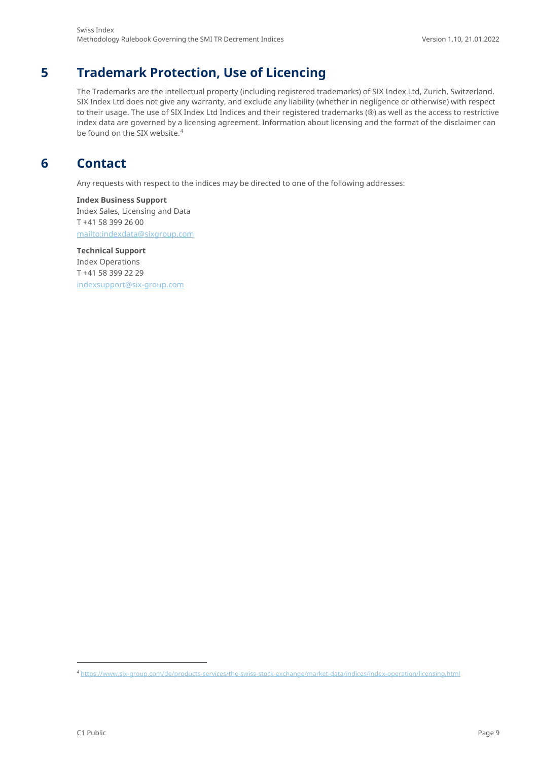# 5 Trademark Protection, Use of Licencing

The Trademarks are the intellectual property (including registered trademarks) of SIX Index Ltd, Zurich, Switzerland. SIX Index Ltd does not give any warranty, and exclude any liability (whether in negligence or otherwise) with respect to their usage. The use of SIX Index Ltd Indices and their registered trademarks (®) as well as the access to restrictive index data are governed by a licensing agreement. Information about licensing and the format of the disclaimer can be found on the SIX website.[4]

# 6 Contact

Any requests with respect to the indices may be directed to one of the following addresses:

**Index Business Support**
Index Sales, Licensing and Data
T +41 58 399 26 00
mailto:indexdata@sixgroup.com

**Technical Support**
Index Operations
T +41 58 399 22 29
indexsupport@six-group.com

[4] https://www.six-group.com/de/products-services/the-swiss-stock-exchange/market-data/indices/index-operation/licensing.html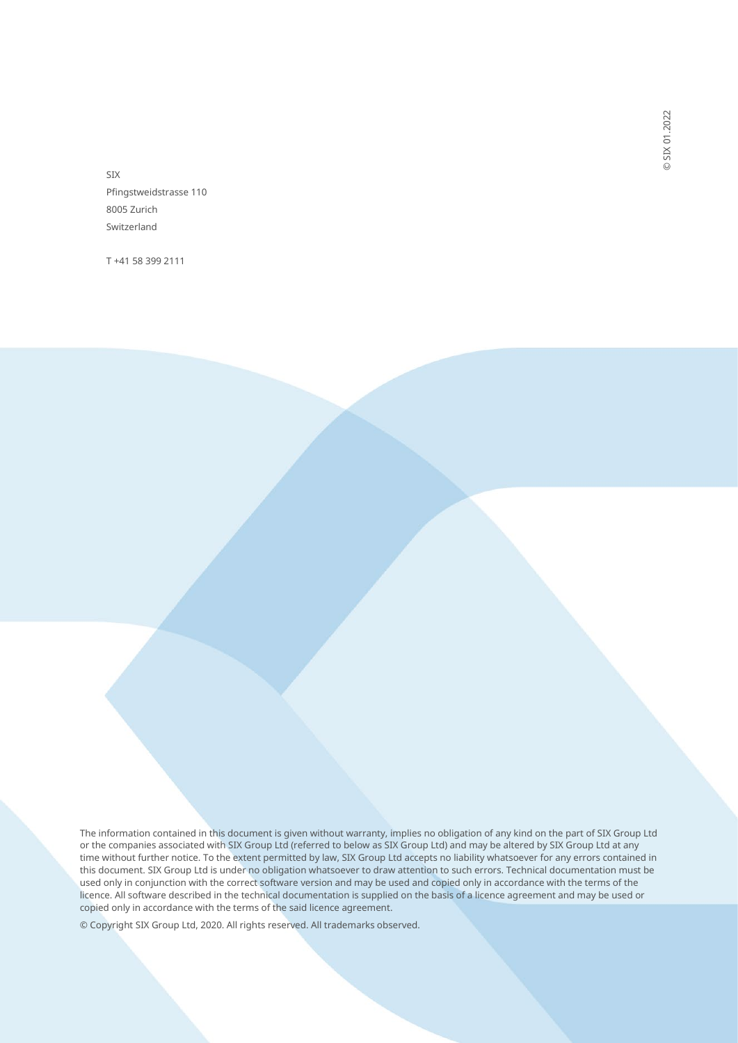SIX
Pfingstweidstrasse 110
8005 Zurich
Switzerland

T +41 58 399 2111

© SIX 01.2022

The information contained in this document is given without warranty, implies no obligation of any kind on the part of SIX Group Ltd or the companies associated with SIX Group Ltd (referred to below as SIX Group Ltd) and may be altered by SIX Group Ltd at any time without further notice. To the extent permitted by law, SIX Group Ltd accepts no liability whatsoever for any errors contained in this document. SIX Group Ltd is under no obligation whatsoever to draw attention to such errors. Technical documentation must be used only in conjunction with the correct software version and may be used and copied only in accordance with the terms of the licence. All software described in the technical documentation is supplied on the basis of a licence agreement and may be used or copied only in accordance with the terms of the said licence agreement.

© Copyright SIX Group Ltd, 2020. All rights reserved. All trademarks observed.